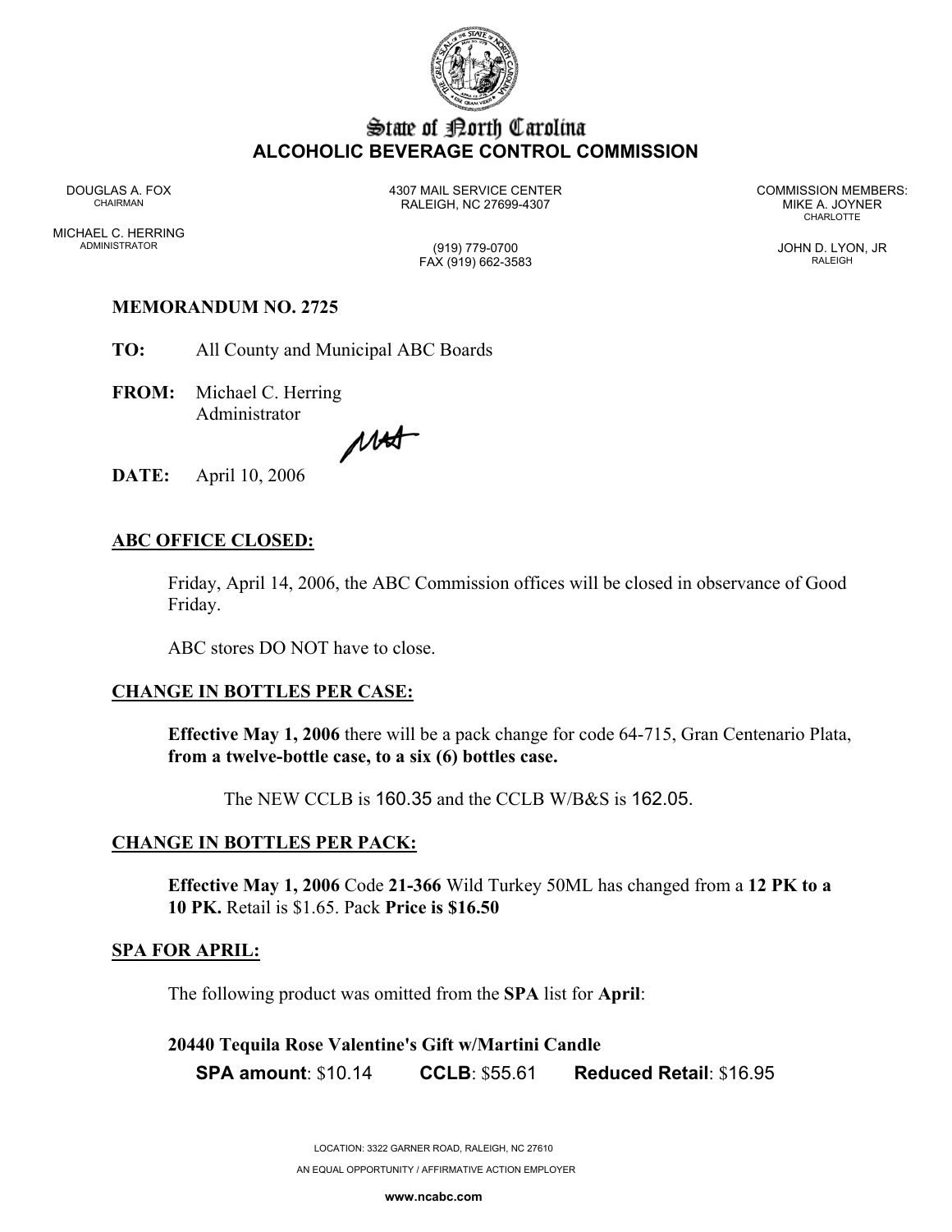# State of North Carolina
## ALCOHOLIC BEVERAGE CONTROL COMMISSION

DOUGLAS A. FOX
CHAIRMAN

MICHAEL C. HERRING
ADMINISTRATOR

4307 MAIL SERVICE CENTER
RALEIGH, NC 27699-4307

(919) 779-0700
FAX (919) 662-3583

COMMISSION MEMBERS:
MIKE A. JOYNER
CHARLOTTE

JOHN D. LYON, JR
RALEIGH

**MEMORANDUM NO. 2725**

**TO:** All County and Municipal ABC Boards

**FROM:** Michael C. Herring
Administrator

**DATE:** April 10, 2006

**ABC OFFICE CLOSED:**

Friday, April 14, 2006, the ABC Commission offices will be closed in observance of Good Friday.

ABC stores DO NOT have to close.

**CHANGE IN BOTTLES PER CASE:**

**Effective May 1, 2006** there will be a pack change for code 64-715, Gran Centenario Plata, **from a twelve-bottle case, to a six (6) bottles case.**

The NEW CCLB is 160.35 and the CCLB W/B&S is 162.05.

**CHANGE IN BOTTLES PER PACK:**

**Effective May 1, 2006** Code **21-366** Wild Turkey 50ML has changed from a **12 PK to a 10 PK.** Retail is $1.65. Pack **Price is $16.50**

**SPA FOR APRIL:**

The following product was omitted from the **SPA** list for **April**:

**20440 Tequila Rose Valentine's Gift w/Martini Candle**

**SPA amount**: $10.14 **CCLB**: $55.61 **Reduced Retail**: $16.95

LOCATION: 3322 GARNER ROAD, RALEIGH, NC 27610

AN EQUAL OPPORTUNITY / AFFIRMATIVE ACTION EMPLOYER

**www.ncabc.com**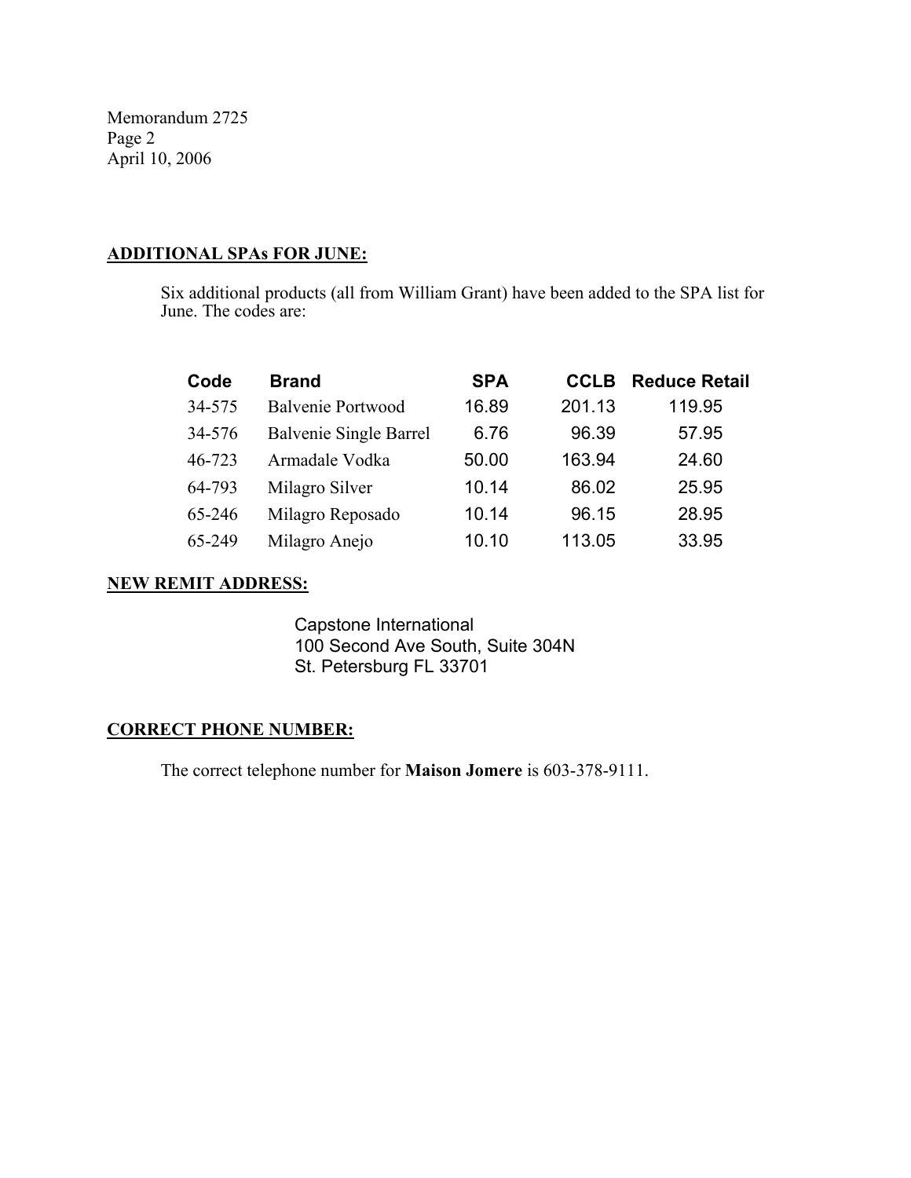Memorandum 2725
Page 2
April 10, 2006

**ADDITIONAL SPAs FOR JUNE:**

Six additional products (all from William Grant) have been added to the SPA list for June. The codes are:

| Code | Brand | SPA | CCLB | Reduce Retail |
|---|---|---|---|---|
| 34-575 | Balvenie Portwood | 16.89 | 201.13 | 119.95 |
| 34-576 | Balvenie Single Barrel | 6.76 | 96.39 | 57.95 |
| 46-723 | Armadale Vodka | 50.00 | 163.94 | 24.60 |
| 64-793 | Milagro Silver | 10.14 | 86.02 | 25.95 |
| 65-246 | Milagro Reposado | 10.14 | 96.15 | 28.95 |
| 65-249 | Milagro Anejo | 10.10 | 113.05 | 33.95 |

**NEW REMIT ADDRESS:**

Capstone International
100 Second Ave South, Suite 304N
St. Petersburg FL 33701

**CORRECT PHONE NUMBER:**

The correct telephone number for **Maison Jomere** is 603-378-9111.